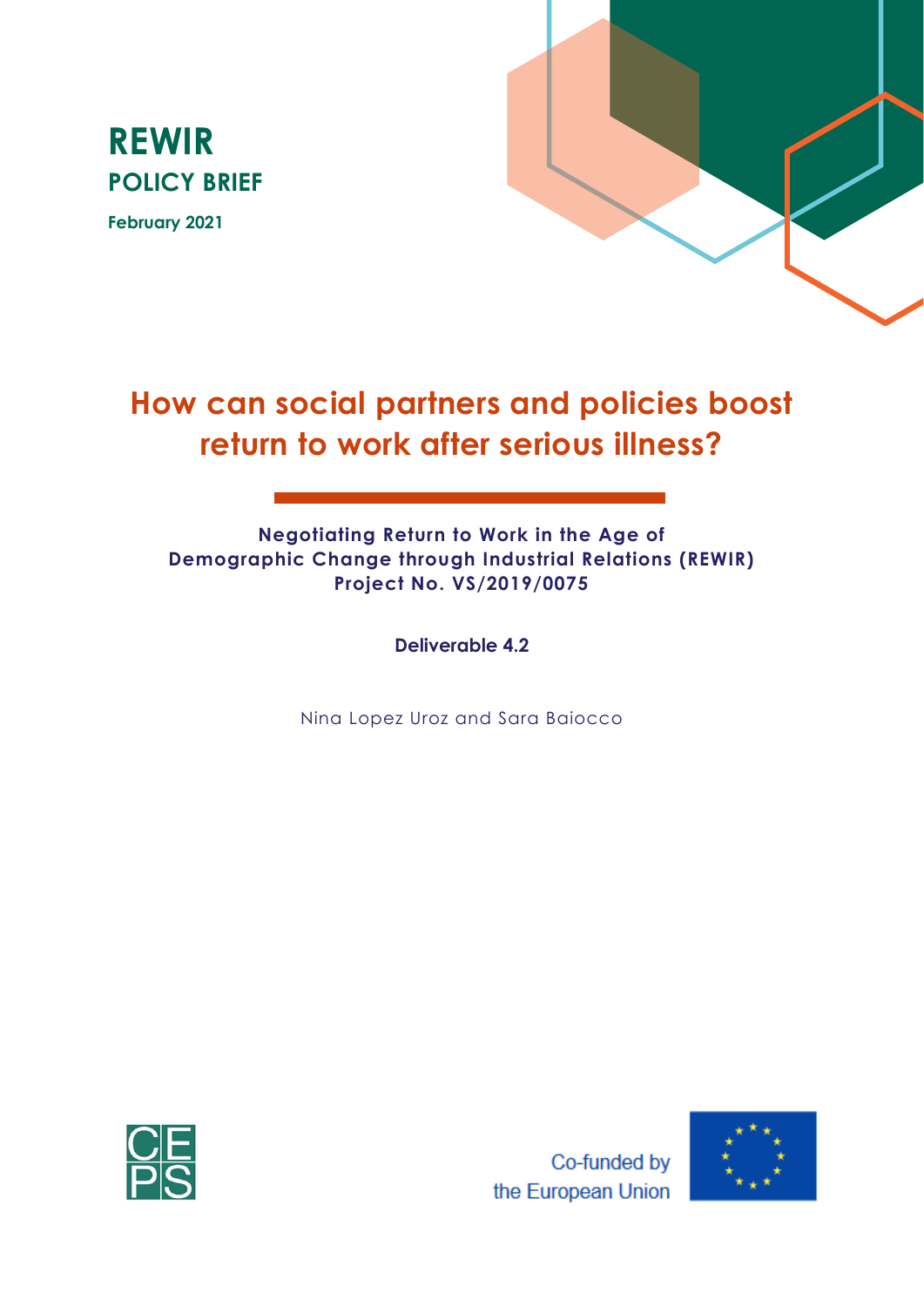**REWIR**
**POLICY BRIEF**
**February 2021**

# How can social partners and policies boost return to work after serious illness?

**Negotiating Return to Work in the Age of Demographic Change through Industrial Relations (REWIR)**
**Project No. VS/2019/0075**

**Deliverable 4.2**

Nina Lopez Uroz and Sara Baiocco

Co-funded by the European Union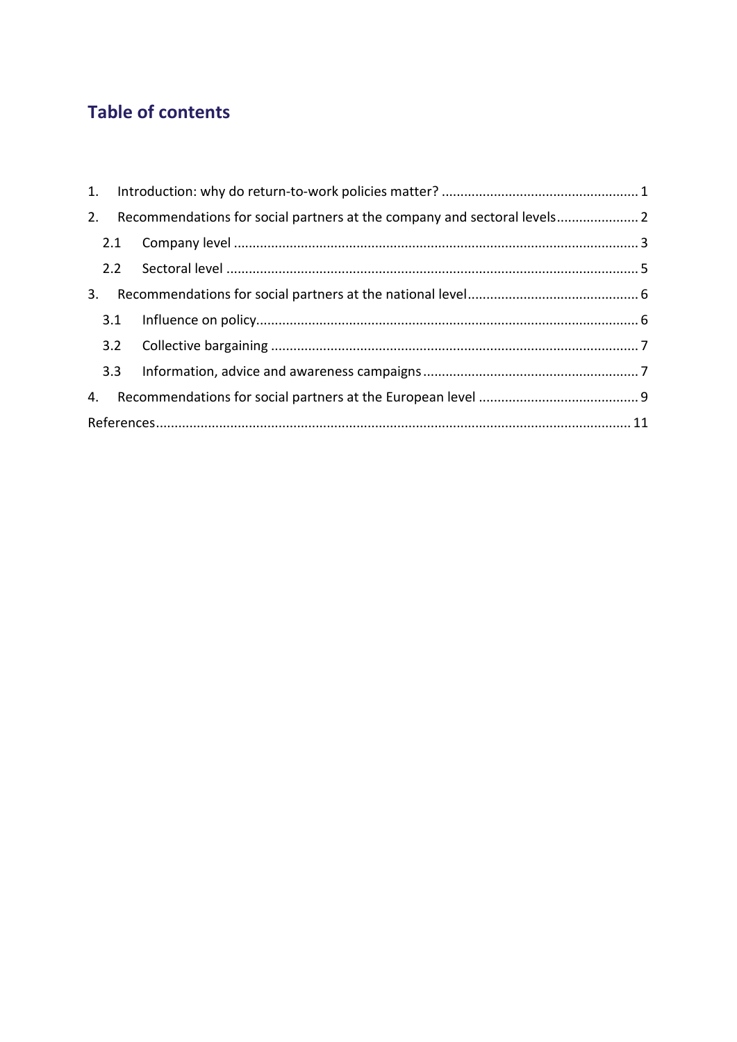## Table of contents

1. Introduction: why do return-to-work policies matter? ..... 1
2. Recommendations for social partners at the company and sectoral levels ..... 2
   - 2.1 Company level ..... 3
   - 2.2 Sectoral level ..... 5
3. Recommendations for social partners at the national level ..... 6
   - 3.1 Influence on policy ..... 6
   - 3.2 Collective bargaining ..... 7
   - 3.3 Information, advice and awareness campaigns ..... 7
4. Recommendations for social partners at the European level ..... 9

References ..... 11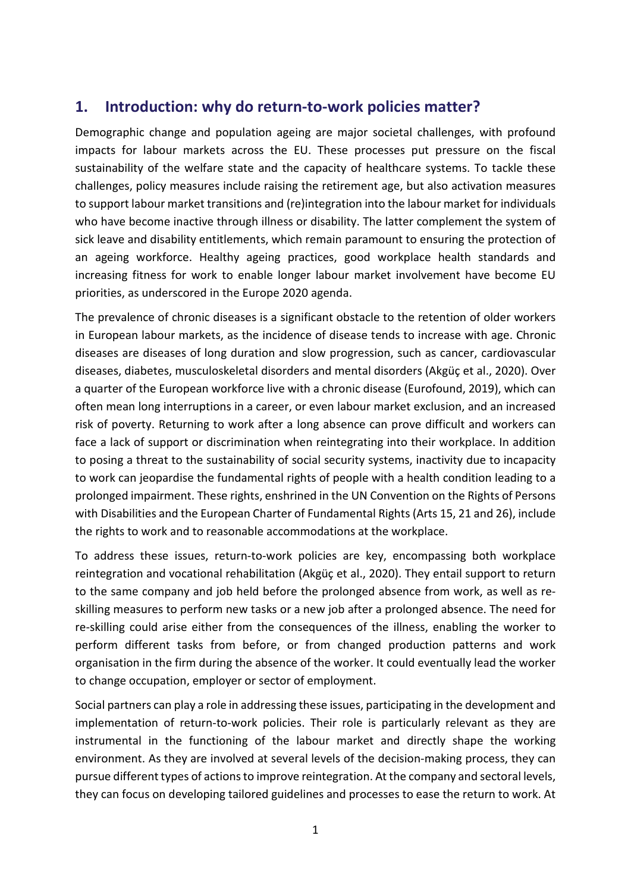## 1. Introduction: why do return-to-work policies matter?

Demographic change and population ageing are major societal challenges, with profound impacts for labour markets across the EU. These processes put pressure on the fiscal sustainability of the welfare state and the capacity of healthcare systems. To tackle these challenges, policy measures include raising the retirement age, but also activation measures to support labour market transitions and (re)integration into the labour market for individuals who have become inactive through illness or disability. The latter complement the system of sick leave and disability entitlements, which remain paramount to ensuring the protection of an ageing workforce. Healthy ageing practices, good workplace health standards and increasing fitness for work to enable longer labour market involvement have become EU priorities, as underscored in the Europe 2020 agenda.

The prevalence of chronic diseases is a significant obstacle to the retention of older workers in European labour markets, as the incidence of disease tends to increase with age. Chronic diseases are diseases of long duration and slow progression, such as cancer, cardiovascular diseases, diabetes, musculoskeletal disorders and mental disorders (Akgüç et al., 2020). Over a quarter of the European workforce live with a chronic disease (Eurofound, 2019), which can often mean long interruptions in a career, or even labour market exclusion, and an increased risk of poverty. Returning to work after a long absence can prove difficult and workers can face a lack of support or discrimination when reintegrating into their workplace. In addition to posing a threat to the sustainability of social security systems, inactivity due to incapacity to work can jeopardise the fundamental rights of people with a health condition leading to a prolonged impairment. These rights, enshrined in the UN Convention on the Rights of Persons with Disabilities and the European Charter of Fundamental Rights (Arts 15, 21 and 26), include the rights to work and to reasonable accommodations at the workplace.

To address these issues, return-to-work policies are key, encompassing both workplace reintegration and vocational rehabilitation (Akgüç et al., 2020). They entail support to return to the same company and job held before the prolonged absence from work, as well as re-skilling measures to perform new tasks or a new job after a prolonged absence. The need for re-skilling could arise either from the consequences of the illness, enabling the worker to perform different tasks from before, or from changed production patterns and work organisation in the firm during the absence of the worker. It could eventually lead the worker to change occupation, employer or sector of employment.

Social partners can play a role in addressing these issues, participating in the development and implementation of return-to-work policies. Their role is particularly relevant as they are instrumental in the functioning of the labour market and directly shape the working environment. As they are involved at several levels of the decision-making process, they can pursue different types of actions to improve reintegration. At the company and sectoral levels, they can focus on developing tailored guidelines and processes to ease the return to work. At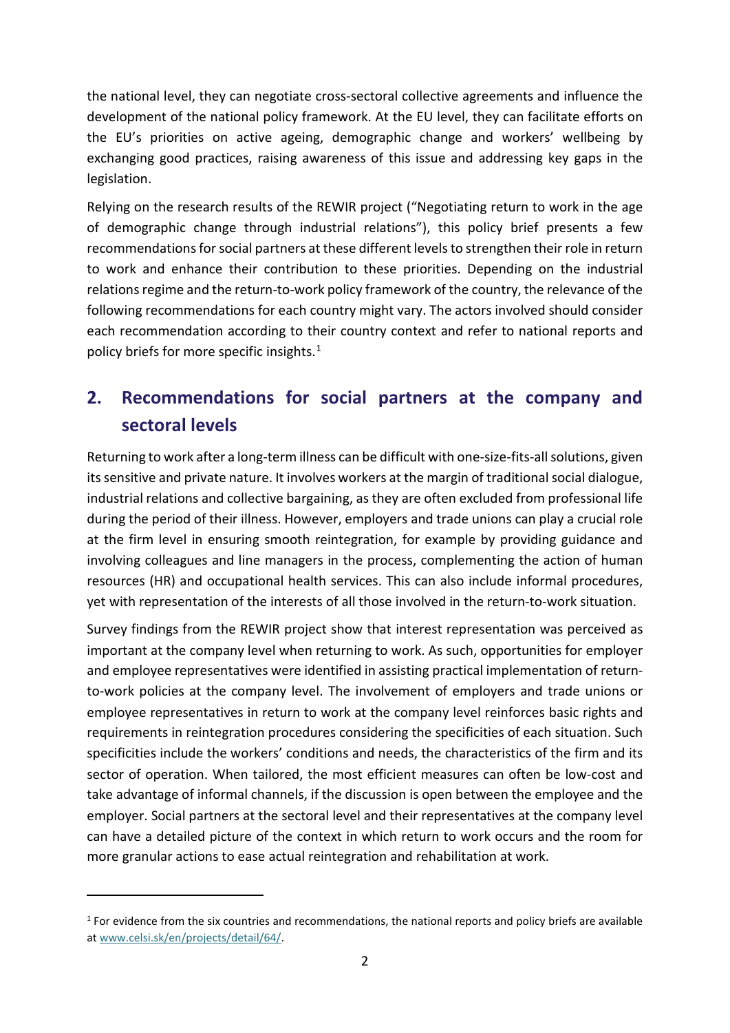the national level, they can negotiate cross-sectoral collective agreements and influence the development of the national policy framework. At the EU level, they can facilitate efforts on the EU's priorities on active ageing, demographic change and workers' wellbeing by exchanging good practices, raising awareness of this issue and addressing key gaps in the legislation.

Relying on the research results of the REWIR project ("Negotiating return to work in the age of demographic change through industrial relations"), this policy brief presents a few recommendations for social partners at these different levels to strengthen their role in return to work and enhance their contribution to these priorities. Depending on the industrial relations regime and the return-to-work policy framework of the country, the relevance of the following recommendations for each country might vary. The actors involved should consider each recommendation according to their country context and refer to national reports and policy briefs for more specific insights.[1]

## 2. Recommendations for social partners at the company and sectoral levels

Returning to work after a long-term illness can be difficult with one-size-fits-all solutions, given its sensitive and private nature. It involves workers at the margin of traditional social dialogue, industrial relations and collective bargaining, as they are often excluded from professional life during the period of their illness. However, employers and trade unions can play a crucial role at the firm level in ensuring smooth reintegration, for example by providing guidance and involving colleagues and line managers in the process, complementing the action of human resources (HR) and occupational health services. This can also include informal procedures, yet with representation of the interests of all those involved in the return-to-work situation.

Survey findings from the REWIR project show that interest representation was perceived as important at the company level when returning to work. As such, opportunities for employer and employee representatives were identified in assisting practical implementation of return-to-work policies at the company level. The involvement of employers and trade unions or employee representatives in return to work at the company level reinforces basic rights and requirements in reintegration procedures considering the specificities of each situation. Such specificities include the workers' conditions and needs, the characteristics of the firm and its sector of operation. When tailored, the most efficient measures can often be low-cost and take advantage of informal channels, if the discussion is open between the employee and the employer. Social partners at the sectoral level and their representatives at the company level can have a detailed picture of the context in which return to work occurs and the room for more granular actions to ease actual reintegration and rehabilitation at work.

[1] For evidence from the six countries and recommendations, the national reports and policy briefs are available at www.celsi.sk/en/projects/detail/64/.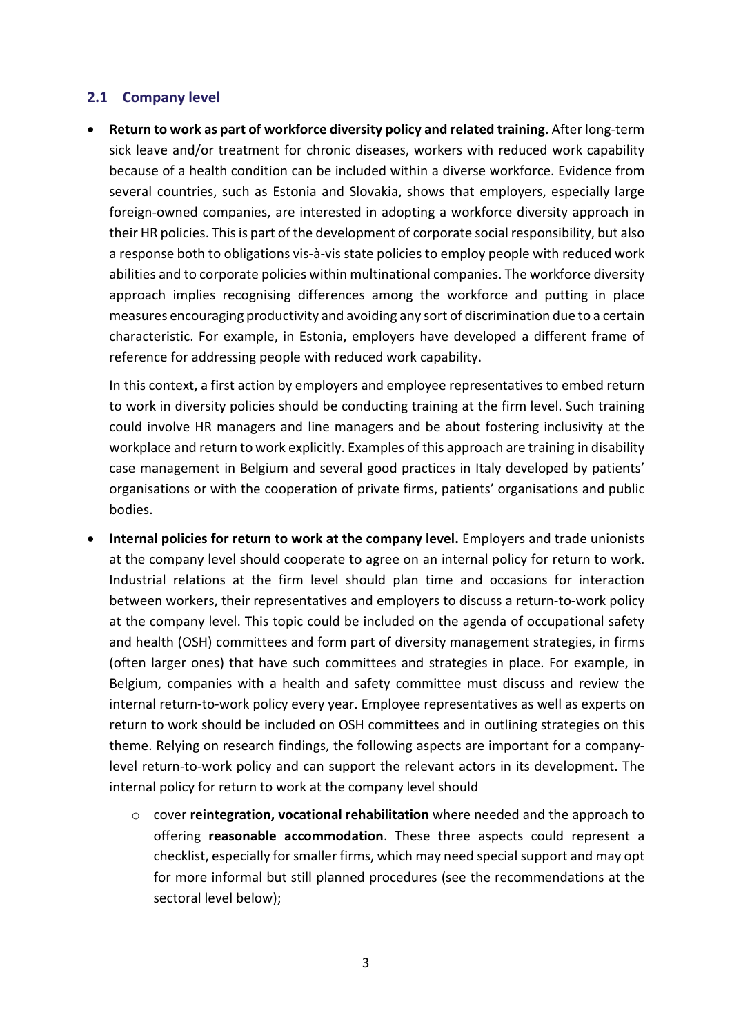## 2.1 Company level

- **Return to work as part of workforce diversity policy and related training.** After long-term sick leave and/or treatment for chronic diseases, workers with reduced work capability because of a health condition can be included within a diverse workforce. Evidence from several countries, such as Estonia and Slovakia, shows that employers, especially large foreign-owned companies, are interested in adopting a workforce diversity approach in their HR policies. This is part of the development of corporate social responsibility, but also a response both to obligations vis-à-vis state policies to employ people with reduced work abilities and to corporate policies within multinational companies. The workforce diversity approach implies recognising differences among the workforce and putting in place measures encouraging productivity and avoiding any sort of discrimination due to a certain characteristic. For example, in Estonia, employers have developed a different frame of reference for addressing people with reduced work capability.

  In this context, a first action by employers and employee representatives to embed return to work in diversity policies should be conducting training at the firm level. Such training could involve HR managers and line managers and be about fostering inclusivity at the workplace and return to work explicitly. Examples of this approach are training in disability case management in Belgium and several good practices in Italy developed by patients' organisations or with the cooperation of private firms, patients' organisations and public bodies.

- **Internal policies for return to work at the company level.** Employers and trade unionists at the company level should cooperate to agree on an internal policy for return to work. Industrial relations at the firm level should plan time and occasions for interaction between workers, their representatives and employers to discuss a return-to-work policy at the company level. This topic could be included on the agenda of occupational safety and health (OSH) committees and form part of diversity management strategies, in firms (often larger ones) that have such committees and strategies in place. For example, in Belgium, companies with a health and safety committee must discuss and review the internal return-to-work policy every year. Employee representatives as well as experts on return to work should be included on OSH committees and in outlining strategies on this theme. Relying on research findings, the following aspects are important for a company-level return-to-work policy and can support the relevant actors in its development. The internal policy for return to work at the company level should

  - cover **reintegration, vocational rehabilitation** where needed and the approach to offering **reasonable accommodation**. These three aspects could represent a checklist, especially for smaller firms, which may need special support and may opt for more informal but still planned procedures (see the recommendations at the sectoral level below);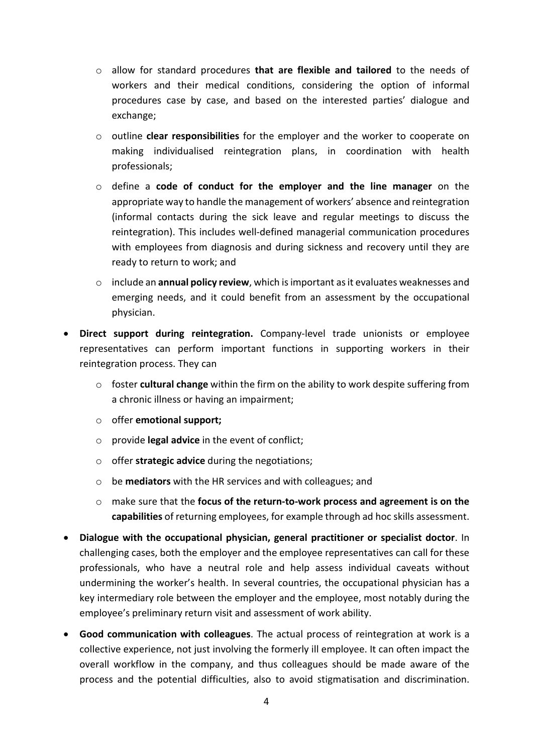- allow for standard procedures **that are flexible and tailored** to the needs of workers and their medical conditions, considering the option of informal procedures case by case, and based on the interested parties' dialogue and exchange;
  - outline **clear responsibilities** for the employer and the worker to cooperate on making individualised reintegration plans, in coordination with health professionals;
  - define a **code of conduct for the employer and the line manager** on the appropriate way to handle the management of workers' absence and reintegration (informal contacts during the sick leave and regular meetings to discuss the reintegration). This includes well-defined managerial communication procedures with employees from diagnosis and during sickness and recovery until they are ready to return to work; and
  - include an **annual policy review**, which is important as it evaluates weaknesses and emerging needs, and it could benefit from an assessment by the occupational physician.
- **Direct support during reintegration.** Company-level trade unionists or employee representatives can perform important functions in supporting workers in their reintegration process. They can
  - foster **cultural change** within the firm on the ability to work despite suffering from a chronic illness or having an impairment;
  - offer **emotional support;**
  - provide **legal advice** in the event of conflict;
  - offer **strategic advice** during the negotiations;
  - be **mediators** with the HR services and with colleagues; and
  - make sure that the **focus of the return-to-work process and agreement is on the capabilities** of returning employees, for example through ad hoc skills assessment.
- **Dialogue with the occupational physician, general practitioner or specialist doctor**. In challenging cases, both the employer and the employee representatives can call for these professionals, who have a neutral role and help assess individual caveats without undermining the worker's health. In several countries, the occupational physician has a key intermediary role between the employer and the employee, most notably during the employee's preliminary return visit and assessment of work ability.
- **Good communication with colleagues**. The actual process of reintegration at work is a collective experience, not just involving the formerly ill employee. It can often impact the overall workflow in the company, and thus colleagues should be made aware of the process and the potential difficulties, also to avoid stigmatisation and discrimination.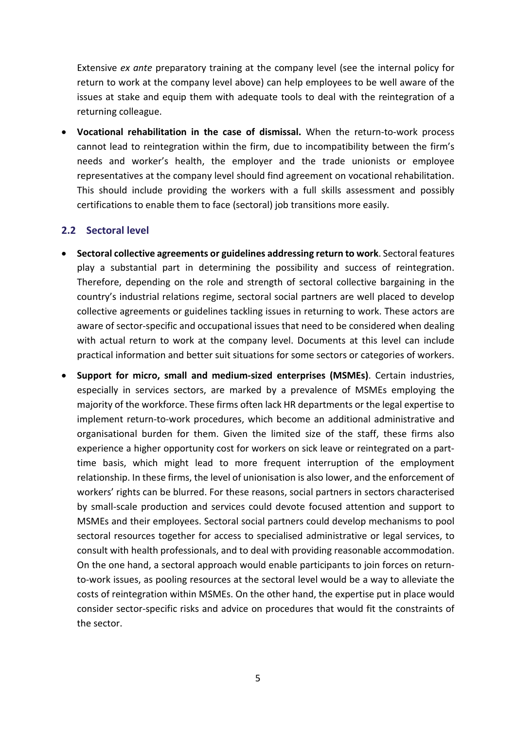Extensive *ex ante* preparatory training at the company level (see the internal policy for return to work at the company level above) can help employees to be well aware of the issues at stake and equip them with adequate tools to deal with the reintegration of a returning colleague.

- **Vocational rehabilitation in the case of dismissal.** When the return-to-work process cannot lead to reintegration within the firm, due to incompatibility between the firm's needs and worker's health, the employer and the trade unionists or employee representatives at the company level should find agreement on vocational rehabilitation. This should include providing the workers with a full skills assessment and possibly certifications to enable them to face (sectoral) job transitions more easily.

## 2.2 Sectoral level

- **Sectoral collective agreements or guidelines addressing return to work**. Sectoral features play a substantial part in determining the possibility and success of reintegration. Therefore, depending on the role and strength of sectoral collective bargaining in the country's industrial relations regime, sectoral social partners are well placed to develop collective agreements or guidelines tackling issues in returning to work. These actors are aware of sector-specific and occupational issues that need to be considered when dealing with actual return to work at the company level. Documents at this level can include practical information and better suit situations for some sectors or categories of workers.
- **Support for micro, small and medium-sized enterprises (MSMEs)**. Certain industries, especially in services sectors, are marked by a prevalence of MSMEs employing the majority of the workforce. These firms often lack HR departments or the legal expertise to implement return-to-work procedures, which become an additional administrative and organisational burden for them. Given the limited size of the staff, these firms also experience a higher opportunity cost for workers on sick leave or reintegrated on a part-time basis, which might lead to more frequent interruption of the employment relationship. In these firms, the level of unionisation is also lower, and the enforcement of workers' rights can be blurred. For these reasons, social partners in sectors characterised by small-scale production and services could devote focused attention and support to MSMEs and their employees. Sectoral social partners could develop mechanisms to pool sectoral resources together for access to specialised administrative or legal services, to consult with health professionals, and to deal with providing reasonable accommodation. On the one hand, a sectoral approach would enable participants to join forces on return-to-work issues, as pooling resources at the sectoral level would be a way to alleviate the costs of reintegration within MSMEs. On the other hand, the expertise put in place would consider sector-specific risks and advice on procedures that would fit the constraints of the sector.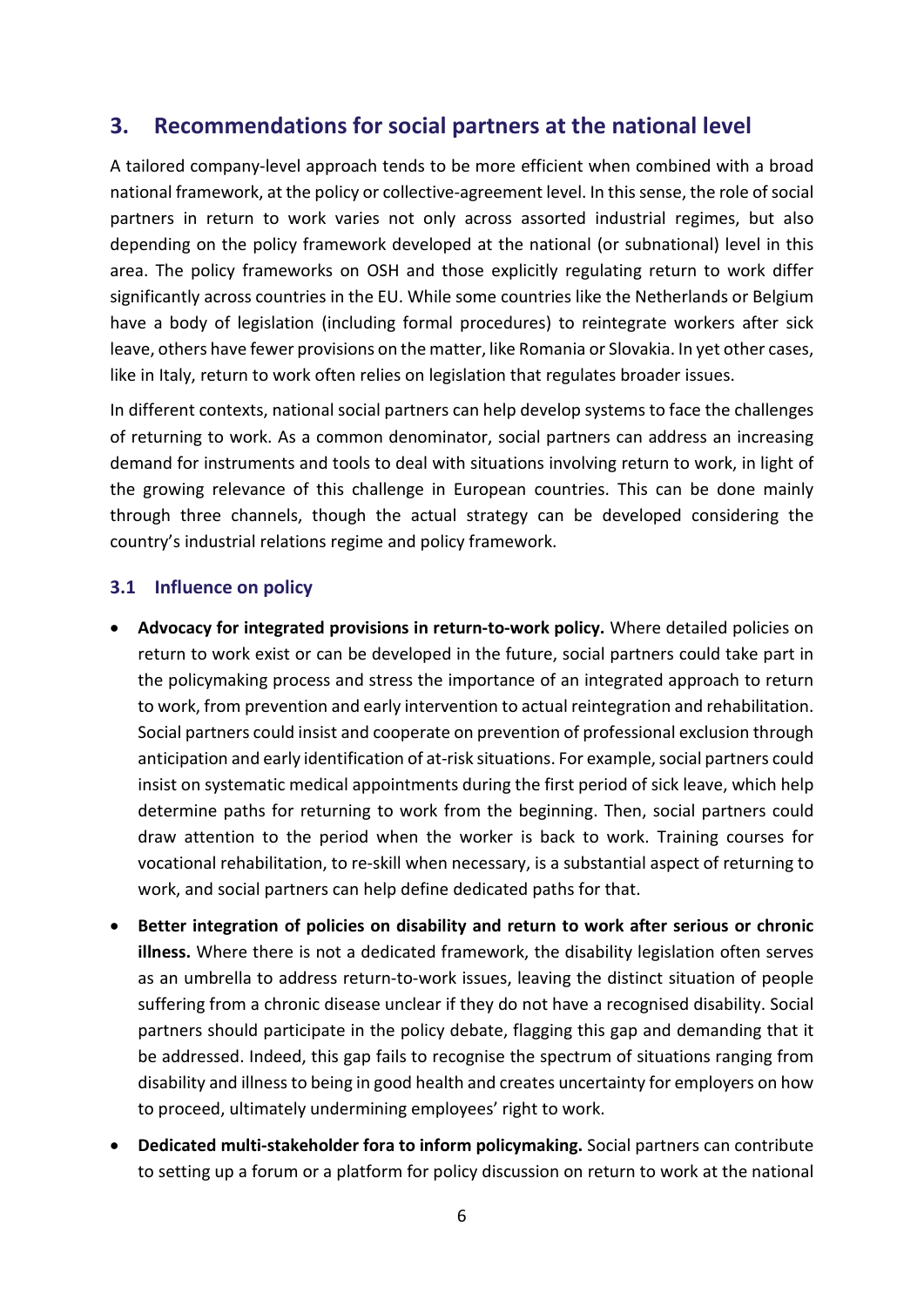## 3. Recommendations for social partners at the national level

A tailored company-level approach tends to be more efficient when combined with a broad national framework, at the policy or collective-agreement level. In this sense, the role of social partners in return to work varies not only across assorted industrial regimes, but also depending on the policy framework developed at the national (or subnational) level in this area. The policy frameworks on OSH and those explicitly regulating return to work differ significantly across countries in the EU. While some countries like the Netherlands or Belgium have a body of legislation (including formal procedures) to reintegrate workers after sick leave, others have fewer provisions on the matter, like Romania or Slovakia. In yet other cases, like in Italy, return to work often relies on legislation that regulates broader issues.

In different contexts, national social partners can help develop systems to face the challenges of returning to work. As a common denominator, social partners can address an increasing demand for instruments and tools to deal with situations involving return to work, in light of the growing relevance of this challenge in European countries. This can be done mainly through three channels, though the actual strategy can be developed considering the country's industrial relations regime and policy framework.

### 3.1 Influence on policy

- **Advocacy for integrated provisions in return-to-work policy.** Where detailed policies on return to work exist or can be developed in the future, social partners could take part in the policymaking process and stress the importance of an integrated approach to return to work, from prevention and early intervention to actual reintegration and rehabilitation. Social partners could insist and cooperate on prevention of professional exclusion through anticipation and early identification of at-risk situations. For example, social partners could insist on systematic medical appointments during the first period of sick leave, which help determine paths for returning to work from the beginning. Then, social partners could draw attention to the period when the worker is back to work. Training courses for vocational rehabilitation, to re-skill when necessary, is a substantial aspect of returning to work, and social partners can help define dedicated paths for that.
- **Better integration of policies on disability and return to work after serious or chronic illness.** Where there is not a dedicated framework, the disability legislation often serves as an umbrella to address return-to-work issues, leaving the distinct situation of people suffering from a chronic disease unclear if they do not have a recognised disability. Social partners should participate in the policy debate, flagging this gap and demanding that it be addressed. Indeed, this gap fails to recognise the spectrum of situations ranging from disability and illness to being in good health and creates uncertainty for employers on how to proceed, ultimately undermining employees' right to work.
- **Dedicated multi-stakeholder fora to inform policymaking.** Social partners can contribute to setting up a forum or a platform for policy discussion on return to work at the national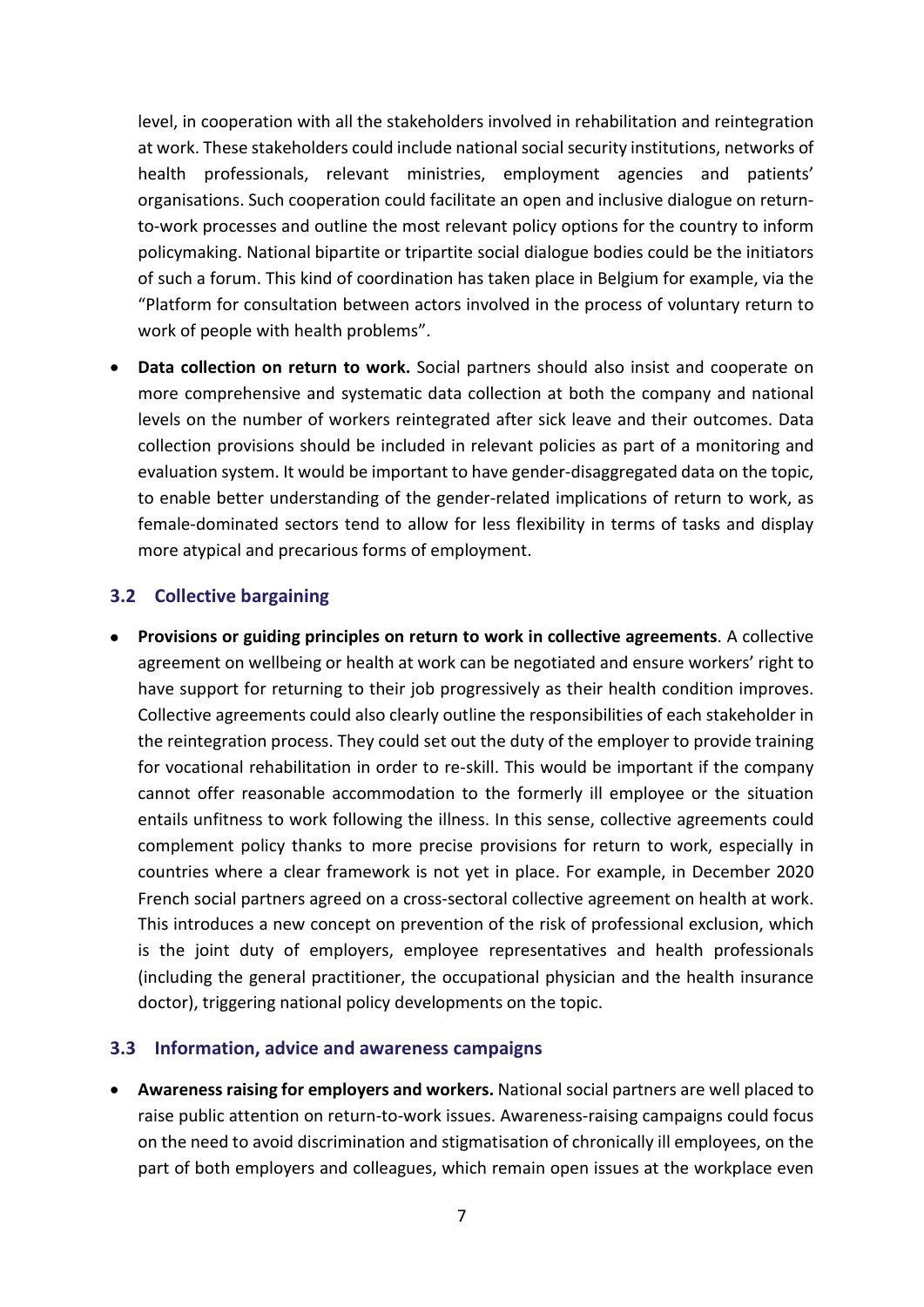level, in cooperation with all the stakeholders involved in rehabilitation and reintegration at work. These stakeholders could include national social security institutions, networks of health professionals, relevant ministries, employment agencies and patients' organisations. Such cooperation could facilitate an open and inclusive dialogue on return-to-work processes and outline the most relevant policy options for the country to inform policymaking. National bipartite or tripartite social dialogue bodies could be the initiators of such a forum. This kind of coordination has taken place in Belgium for example, via the "Platform for consultation between actors involved in the process of voluntary return to work of people with health problems".

- **Data collection on return to work.** Social partners should also insist and cooperate on more comprehensive and systematic data collection at both the company and national levels on the number of workers reintegrated after sick leave and their outcomes. Data collection provisions should be included in relevant policies as part of a monitoring and evaluation system. It would be important to have gender-disaggregated data on the topic, to enable better understanding of the gender-related implications of return to work, as female-dominated sectors tend to allow for less flexibility in terms of tasks and display more atypical and precarious forms of employment.

### 3.2 Collective bargaining

- **Provisions or guiding principles on return to work in collective agreements**. A collective agreement on wellbeing or health at work can be negotiated and ensure workers' right to have support for returning to their job progressively as their health condition improves. Collective agreements could also clearly outline the responsibilities of each stakeholder in the reintegration process. They could set out the duty of the employer to provide training for vocational rehabilitation in order to re-skill. This would be important if the company cannot offer reasonable accommodation to the formerly ill employee or the situation entails unfitness to work following the illness. In this sense, collective agreements could complement policy thanks to more precise provisions for return to work, especially in countries where a clear framework is not yet in place. For example, in December 2020 French social partners agreed on a cross-sectoral collective agreement on health at work. This introduces a new concept on prevention of the risk of professional exclusion, which is the joint duty of employers, employee representatives and health professionals (including the general practitioner, the occupational physician and the health insurance doctor), triggering national policy developments on the topic.

### 3.3 Information, advice and awareness campaigns

- **Awareness raising for employers and workers.** National social partners are well placed to raise public attention on return-to-work issues. Awareness-raising campaigns could focus on the need to avoid discrimination and stigmatisation of chronically ill employees, on the part of both employers and colleagues, which remain open issues at the workplace even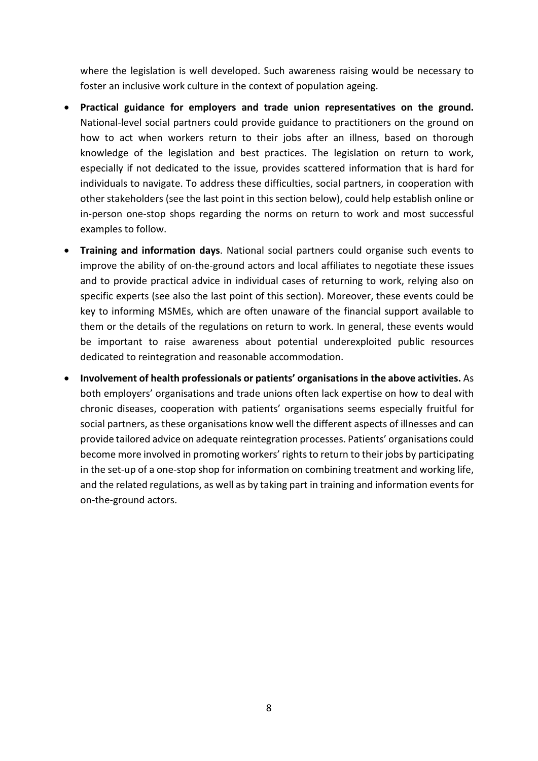where the legislation is well developed. Such awareness raising would be necessary to foster an inclusive work culture in the context of population ageing.

- **Practical guidance for employers and trade union representatives on the ground.** National-level social partners could provide guidance to practitioners on the ground on how to act when workers return to their jobs after an illness, based on thorough knowledge of the legislation and best practices. The legislation on return to work, especially if not dedicated to the issue, provides scattered information that is hard for individuals to navigate. To address these difficulties, social partners, in cooperation with other stakeholders (see the last point in this section below), could help establish online or in-person one-stop shops regarding the norms on return to work and most successful examples to follow.
- **Training and information days**. National social partners could organise such events to improve the ability of on-the-ground actors and local affiliates to negotiate these issues and to provide practical advice in individual cases of returning to work, relying also on specific experts (see also the last point of this section). Moreover, these events could be key to informing MSMEs, which are often unaware of the financial support available to them or the details of the regulations on return to work. In general, these events would be important to raise awareness about potential underexploited public resources dedicated to reintegration and reasonable accommodation.
- **Involvement of health professionals or patients' organisations in the above activities.** As both employers' organisations and trade unions often lack expertise on how to deal with chronic diseases, cooperation with patients' organisations seems especially fruitful for social partners, as these organisations know well the different aspects of illnesses and can provide tailored advice on adequate reintegration processes. Patients' organisations could become more involved in promoting workers' rights to return to their jobs by participating in the set-up of a one-stop shop for information on combining treatment and working life, and the related regulations, as well as by taking part in training and information events for on-the-ground actors.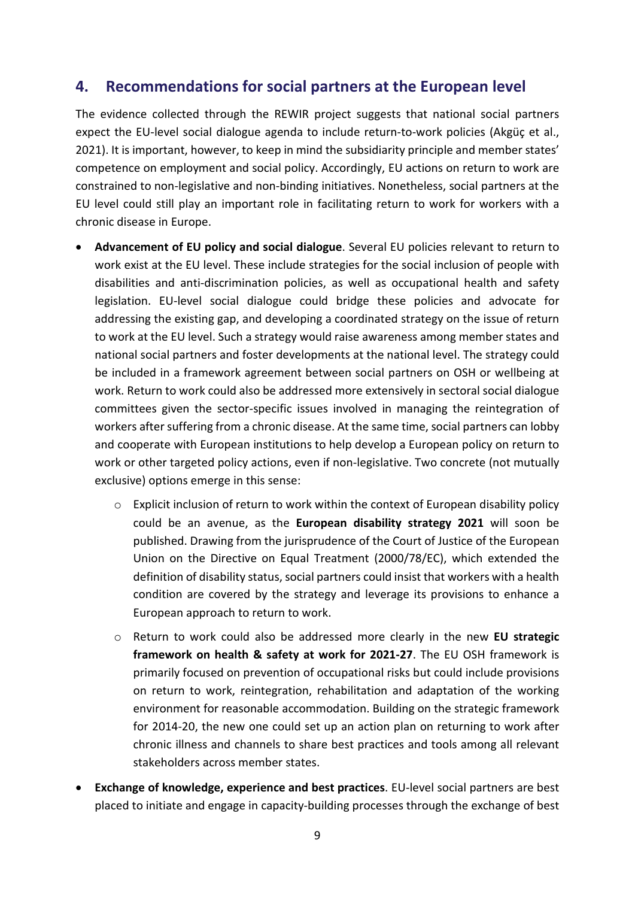## 4. Recommendations for social partners at the European level

The evidence collected through the REWIR project suggests that national social partners expect the EU-level social dialogue agenda to include return-to-work policies (Akgüç et al., 2021). It is important, however, to keep in mind the subsidiarity principle and member states' competence on employment and social policy. Accordingly, EU actions on return to work are constrained to non-legislative and non-binding initiatives. Nonetheless, social partners at the EU level could still play an important role in facilitating return to work for workers with a chronic disease in Europe.

- **Advancement of EU policy and social dialogue**. Several EU policies relevant to return to work exist at the EU level. These include strategies for the social inclusion of people with disabilities and anti-discrimination policies, as well as occupational health and safety legislation. EU-level social dialogue could bridge these policies and advocate for addressing the existing gap, and developing a coordinated strategy on the issue of return to work at the EU level. Such a strategy would raise awareness among member states and national social partners and foster developments at the national level. The strategy could be included in a framework agreement between social partners on OSH or wellbeing at work. Return to work could also be addressed more extensively in sectoral social dialogue committees given the sector-specific issues involved in managing the reintegration of workers after suffering from a chronic disease. At the same time, social partners can lobby and cooperate with European institutions to help develop a European policy on return to work or other targeted policy actions, even if non-legislative. Two concrete (not mutually exclusive) options emerge in this sense:
    - Explicit inclusion of return to work within the context of European disability policy could be an avenue, as the **European disability strategy 2021** will soon be published. Drawing from the jurisprudence of the Court of Justice of the European Union on the Directive on Equal Treatment (2000/78/EC), which extended the definition of disability status, social partners could insist that workers with a health condition are covered by the strategy and leverage its provisions to enhance a European approach to return to work.
    - Return to work could also be addressed more clearly in the new **EU strategic framework on health & safety at work for 2021-27**. The EU OSH framework is primarily focused on prevention of occupational risks but could include provisions on return to work, reintegration, rehabilitation and adaptation of the working environment for reasonable accommodation. Building on the strategic framework for 2014-20, the new one could set up an action plan on returning to work after chronic illness and channels to share best practices and tools among all relevant stakeholders across member states.
- **Exchange of knowledge, experience and best practices**. EU-level social partners are best placed to initiate and engage in capacity-building processes through the exchange of best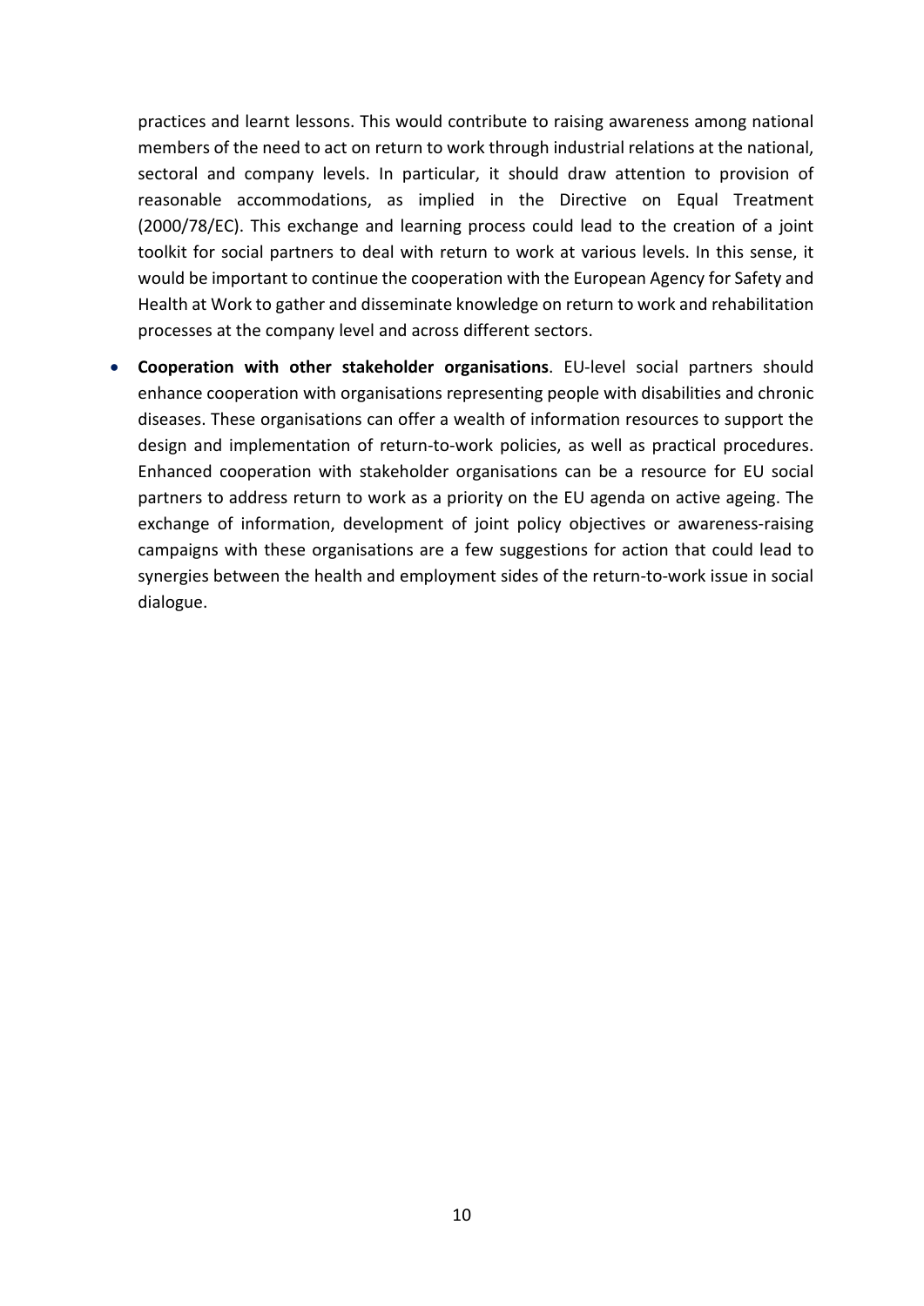practices and learnt lessons. This would contribute to raising awareness among national members of the need to act on return to work through industrial relations at the national, sectoral and company levels. In particular, it should draw attention to provision of reasonable accommodations, as implied in the Directive on Equal Treatment (2000/78/EC). This exchange and learning process could lead to the creation of a joint toolkit for social partners to deal with return to work at various levels. In this sense, it would be important to continue the cooperation with the European Agency for Safety and Health at Work to gather and disseminate knowledge on return to work and rehabilitation processes at the company level and across different sectors.

- **Cooperation with other stakeholder organisations**. EU-level social partners should enhance cooperation with organisations representing people with disabilities and chronic diseases. These organisations can offer a wealth of information resources to support the design and implementation of return-to-work policies, as well as practical procedures. Enhanced cooperation with stakeholder organisations can be a resource for EU social partners to address return to work as a priority on the EU agenda on active ageing. The exchange of information, development of joint policy objectives or awareness-raising campaigns with these organisations are a few suggestions for action that could lead to synergies between the health and employment sides of the return-to-work issue in social dialogue.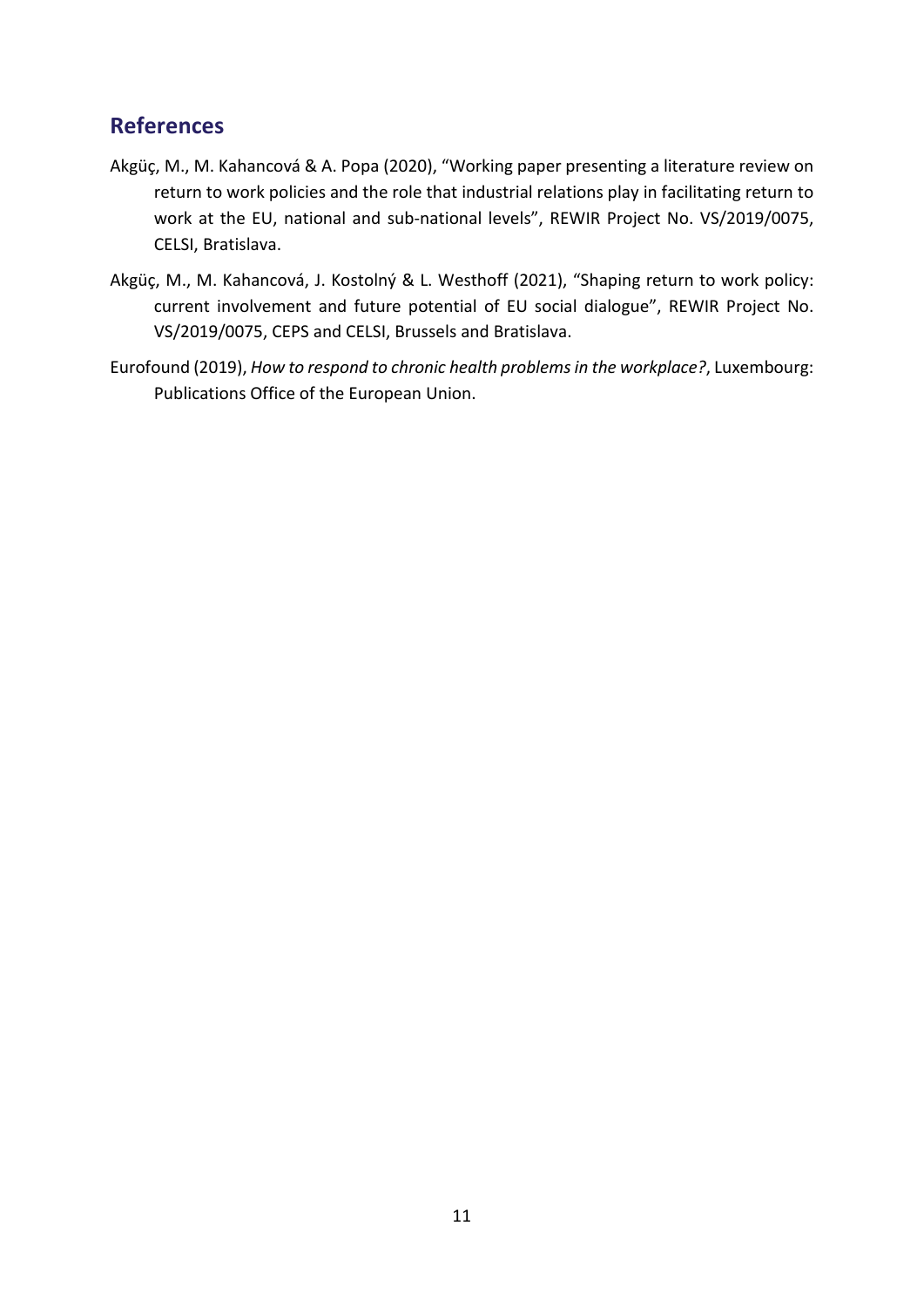## References

Akgüç, M., M. Kahancová & A. Popa (2020), "Working paper presenting a literature review on return to work policies and the role that industrial relations play in facilitating return to work at the EU, national and sub-national levels", REWIR Project No. VS/2019/0075, CELSI, Bratislava.

Akgüç, M., M. Kahancová, J. Kostolný & L. Westhoff (2021), "Shaping return to work policy: current involvement and future potential of EU social dialogue", REWIR Project No. VS/2019/0075, CEPS and CELSI, Brussels and Bratislava.

Eurofound (2019), *How to respond to chronic health problems in the workplace?*, Luxembourg: Publications Office of the European Union.